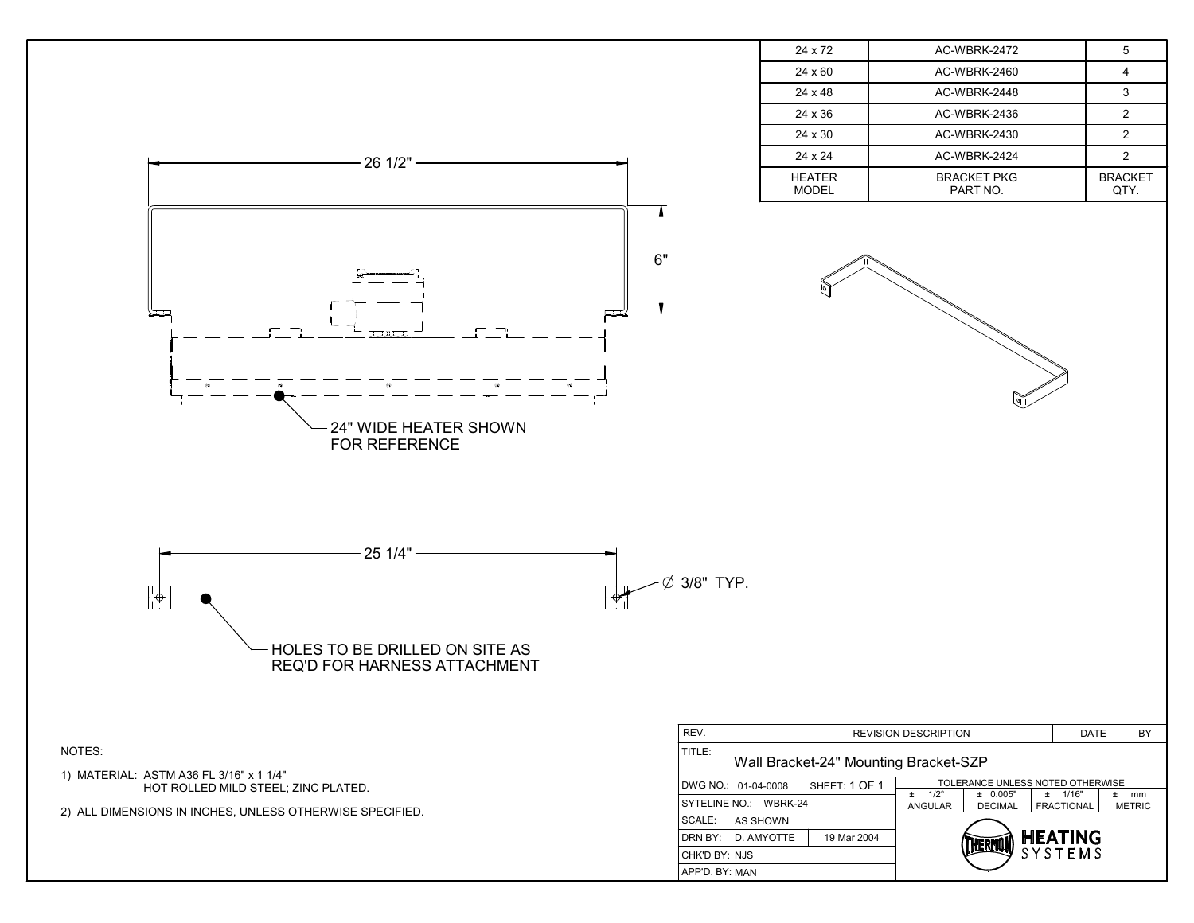| HEATER MODEL | BRACKET PKG PART NO. | BRACKET QTY. |
|---|---|---|
| 24 x 72 | AC-WBRK-2472 | 5 |
| 24 x 60 | AC-WBRK-2460 | 4 |
| 24 x 48 | AC-WBRK-2448 | 3 |
| 24 x 36 | AC-WBRK-2436 | 2 |
| 24 x 30 | AC-WBRK-2430 | 2 |
| 24 x 24 | AC-WBRK-2424 | 2 |

26 1/2"

6"

24" WIDE HEATER SHOWN FOR REFERENCE

25 1/4"

∅ 3/8" TYP.

HOLES TO BE DRILLED ON SITE AS REQ'D FOR HARNESS ATTACHMENT

NOTES:

1) MATERIAL: ASTM A36 FL 3/16" x 1 1/4" HOT ROLLED MILD STEEL; ZINC PLATED.

2) ALL DIMENSIONS IN INCHES, UNLESS OTHERWISE SPECIFIED.

| REV. | REVISION DESCRIPTION | DATE | BY |
|---|---|---|---|
| | | | |

TITLE: Wall Bracket-24" Mounting Bracket-SZP

DWG NO.: 01-04-0008 SHEET: 1 OF 1

SYTELINE NO.: WBRK-24

SCALE: AS SHOWN

DRN BY: D. AMYOTTE 19 Mar 2004

CHK'D BY: NJS

APP'D. BY: MAN

| TOLERANCE UNLESS NOTED OTHERWISE | | | |
|---|---|---|---|
| ± 1/2° ANGULAR | ± 0.005" DECIMAL | ± 1/16" FRACTIONAL | ± mm METRIC |

THERMON HEATING SYSTEMS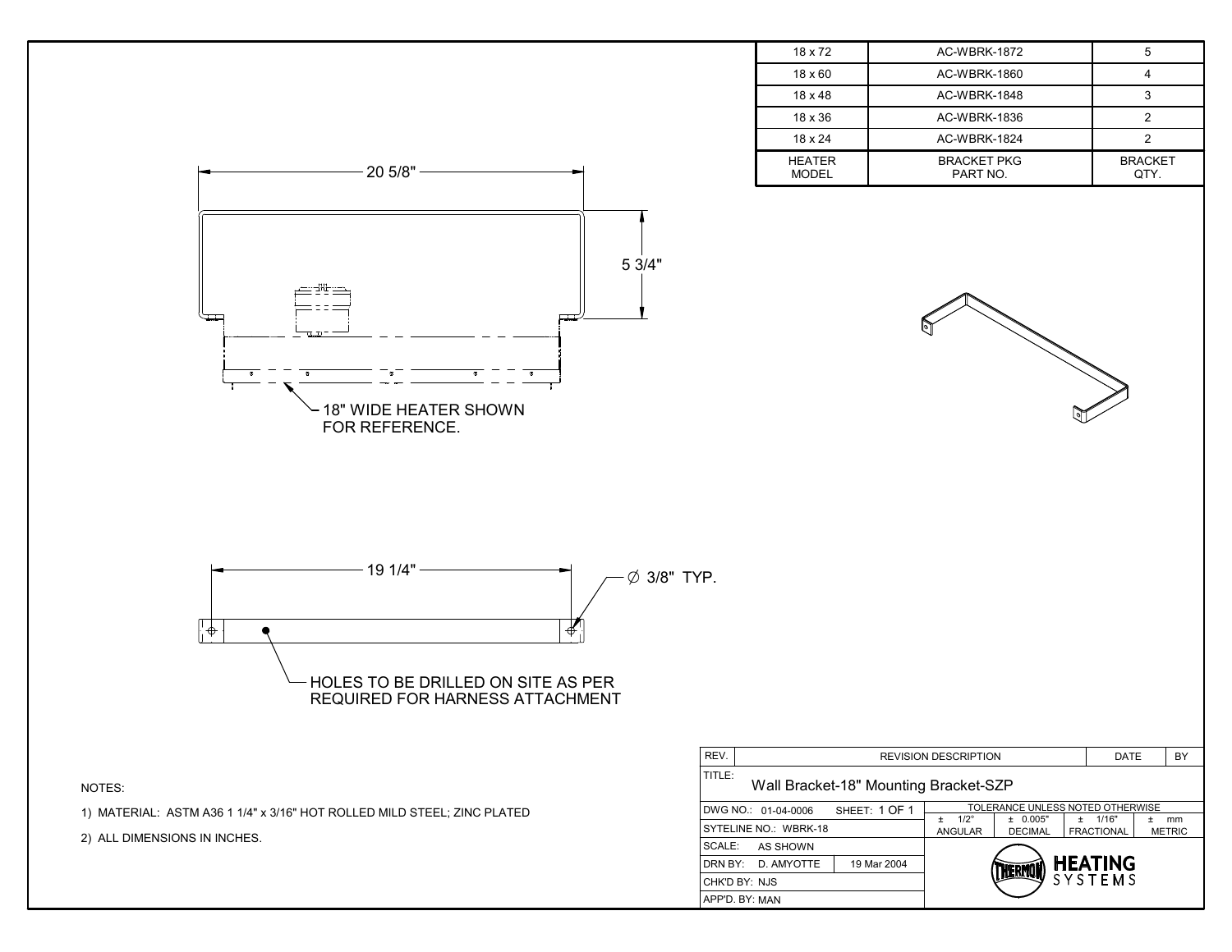| HEATER MODEL | BRACKET PKG PART NO. | BRACKET QTY. |
|---|---|---|
| 18 x 72 | AC-WBRK-1872 | 5 |
| 18 x 60 | AC-WBRK-1860 | 4 |
| 18 x 48 | AC-WBRK-1848 | 3 |
| 18 x 36 | AC-WBRK-1836 | 2 |
| 18 x 24 | AC-WBRK-1824 | 2 |

20 5/8"

5 3/4"

18" WIDE HEATER SHOWN FOR REFERENCE.

19 1/4"

∅ 3/8" TYP.

HOLES TO BE DRILLED ON SITE AS PER REQUIRED FOR HARNESS ATTACHMENT

NOTES:

1) MATERIAL: ASTM A36 1 1/4" x 3/16" HOT ROLLED MILD STEEL; ZINC PLATED

2) ALL DIMENSIONS IN INCHES.

| REV. | REVISION DESCRIPTION | DATE | BY |
|---|---|---|---|
| | | | |

TITLE: Wall Bracket-18" Mounting Bracket-SZP

DWG NO.: 01-04-0006 SHEET: 1 OF 1

SYTELINE NO.: WBRK-18

SCALE: AS SHOWN

DRN BY: D. AMYOTTE 19 Mar 2004

CHK'D BY: NJS

APP'D. BY: MAN

TOLERANCE UNLESS NOTED OTHERWISE

| ANGULAR | DECIMAL | FRACTIONAL | METRIC |
|---|---|---|---|
| ± 1/2° | ± 0.005" | ± 1/16" | ± mm |

THERMON HEATING SYSTEMS